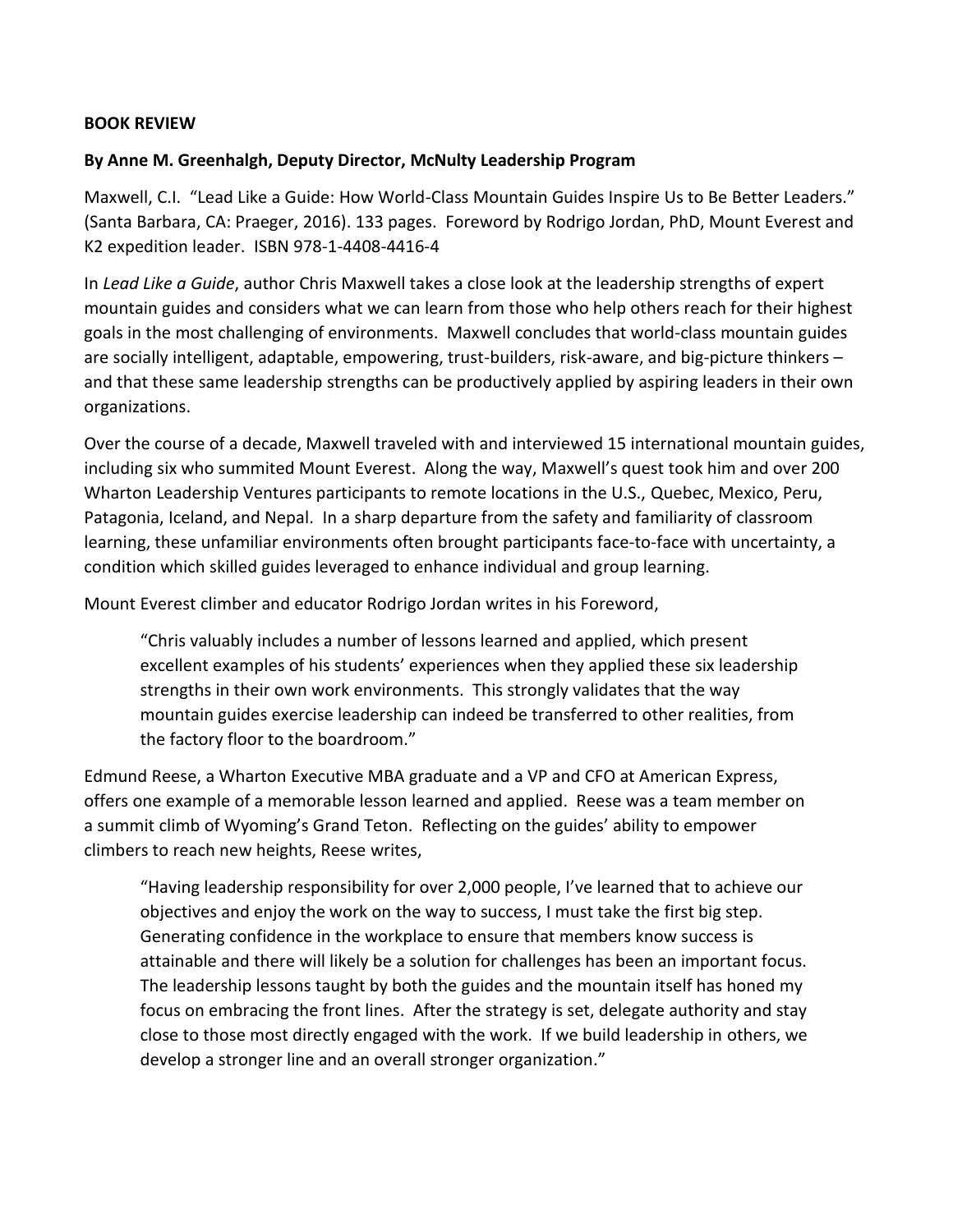**BOOK REVIEW**

**By Anne M. Greenhalgh, Deputy Director, McNulty Leadership Program**

Maxwell, C.I. "Lead Like a Guide: How World-Class Mountain Guides Inspire Us to Be Better Leaders." (Santa Barbara, CA: Praeger, 2016). 133 pages. Foreword by Rodrigo Jordan, PhD, Mount Everest and K2 expedition leader. ISBN 978-1-4408-4416-4

In *Lead Like a Guide*, author Chris Maxwell takes a close look at the leadership strengths of expert mountain guides and considers what we can learn from those who help others reach for their highest goals in the most challenging of environments. Maxwell concludes that world-class mountain guides are socially intelligent, adaptable, empowering, trust-builders, risk-aware, and big-picture thinkers – and that these same leadership strengths can be productively applied by aspiring leaders in their own organizations.

Over the course of a decade, Maxwell traveled with and interviewed 15 international mountain guides, including six who summited Mount Everest. Along the way, Maxwell's quest took him and over 200 Wharton Leadership Ventures participants to remote locations in the U.S., Quebec, Mexico, Peru, Patagonia, Iceland, and Nepal. In a sharp departure from the safety and familiarity of classroom learning, these unfamiliar environments often brought participants face-to-face with uncertainty, a condition which skilled guides leveraged to enhance individual and group learning.

Mount Everest climber and educator Rodrigo Jordan writes in his Foreword,

> "Chris valuably includes a number of lessons learned and applied, which present excellent examples of his students' experiences when they applied these six leadership strengths in their own work environments. This strongly validates that the way mountain guides exercise leadership can indeed be transferred to other realities, from the factory floor to the boardroom."

Edmund Reese, a Wharton Executive MBA graduate and a VP and CFO at American Express, offers one example of a memorable lesson learned and applied. Reese was a team member on a summit climb of Wyoming's Grand Teton. Reflecting on the guides' ability to empower climbers to reach new heights, Reese writes,

> "Having leadership responsibility for over 2,000 people, I've learned that to achieve our objectives and enjoy the work on the way to success, I must take the first big step. Generating confidence in the workplace to ensure that members know success is attainable and there will likely be a solution for challenges has been an important focus. The leadership lessons taught by both the guides and the mountain itself has honed my focus on embracing the front lines. After the strategy is set, delegate authority and stay close to those most directly engaged with the work. If we build leadership in others, we develop a stronger line and an overall stronger organization."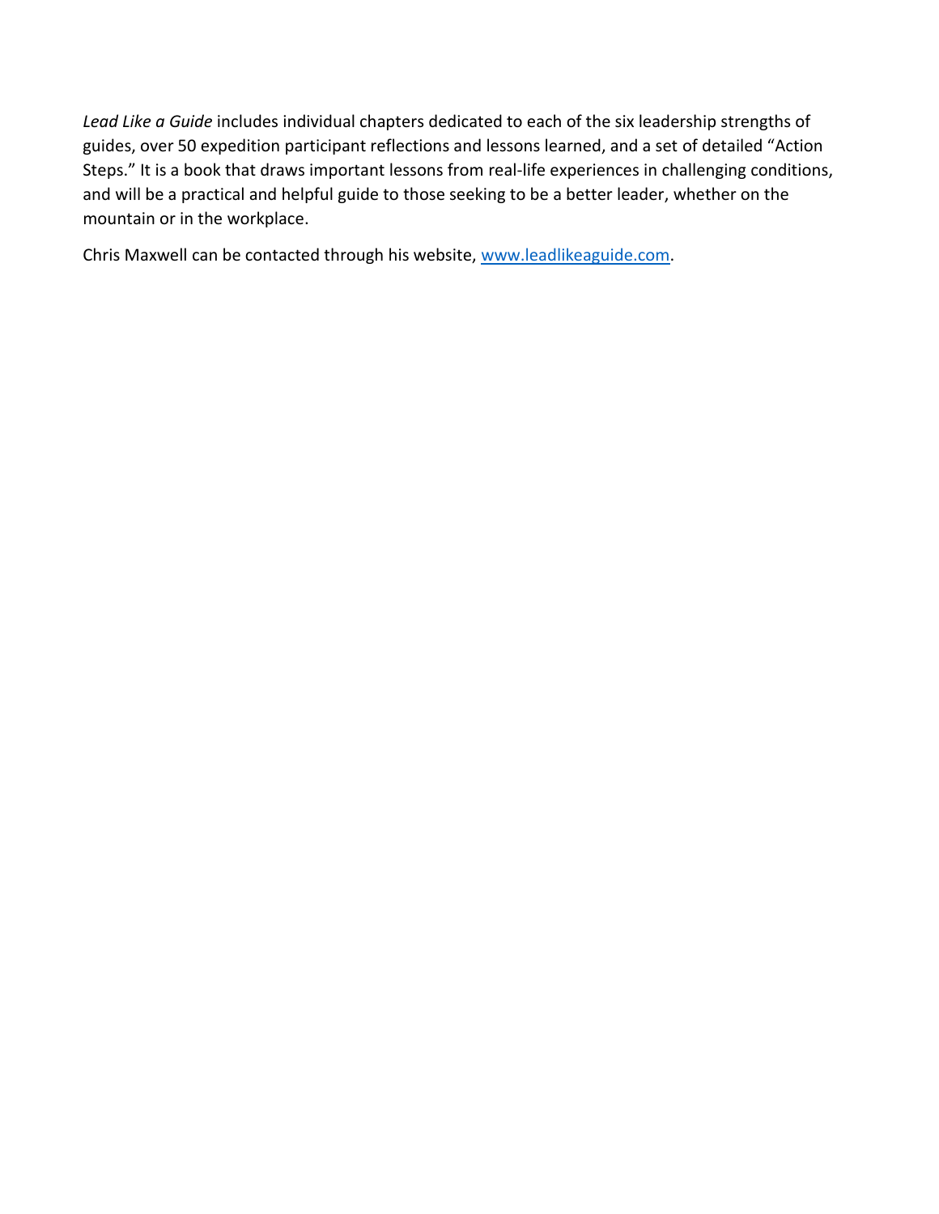*Lead Like a Guide* includes individual chapters dedicated to each of the six leadership strengths of guides, over 50 expedition participant reflections and lessons learned, and a set of detailed "Action Steps." It is a book that draws important lessons from real-life experiences in challenging conditions, and will be a practical and helpful guide to those seeking to be a better leader, whether on the mountain or in the workplace.

Chris Maxwell can be contacted through his website, [www.leadlikeaguide.com](http://www.leadlikeaguide.com).